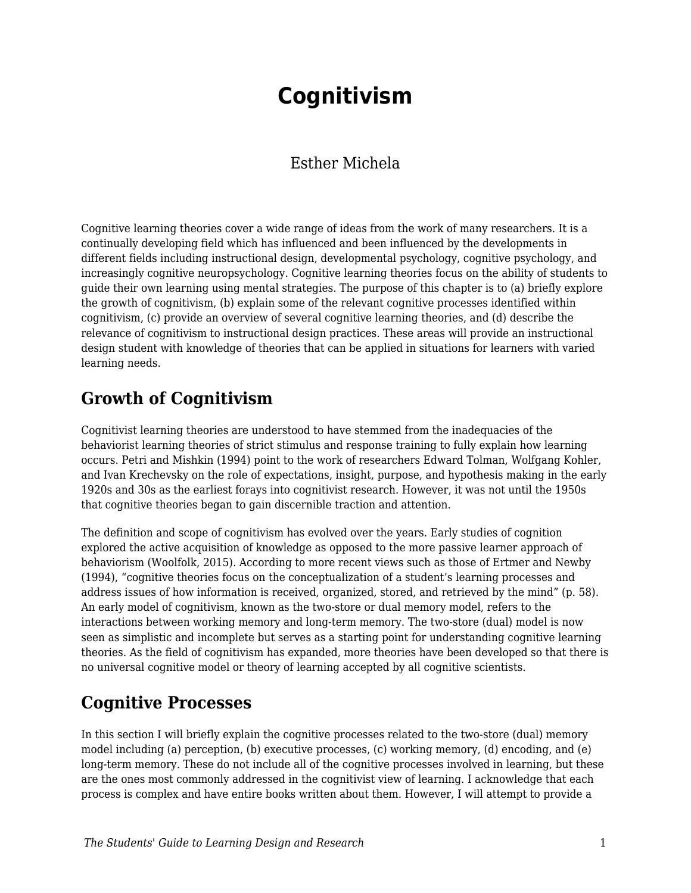# Cognitivism

Esther Michela

Cognitive learning theories cover a wide range of ideas from the work of many researchers. It is a continually developing field which has influenced and been influenced by the developments in different fields including instructional design, developmental psychology, cognitive psychology, and increasingly cognitive neuropsychology. Cognitive learning theories focus on the ability of students to guide their own learning using mental strategies. The purpose of this chapter is to (a) briefly explore the growth of cognitivism, (b) explain some of the relevant cognitive processes identified within cognitivism, (c) provide an overview of several cognitive learning theories, and (d) describe the relevance of cognitivism to instructional design practices. These areas will provide an instructional design student with knowledge of theories that can be applied in situations for learners with varied learning needs.

## Growth of Cognitivism

Cognitivist learning theories are understood to have stemmed from the inadequacies of the behaviorist learning theories of strict stimulus and response training to fully explain how learning occurs. Petri and Mishkin (1994) point to the work of researchers Edward Tolman, Wolfgang Kohler, and Ivan Krechevsky on the role of expectations, insight, purpose, and hypothesis making in the early 1920s and 30s as the earliest forays into cognitivist research. However, it was not until the 1950s that cognitive theories began to gain discernible traction and attention.

The definition and scope of cognitivism has evolved over the years. Early studies of cognition explored the active acquisition of knowledge as opposed to the more passive learner approach of behaviorism (Woolfolk, 2015). According to more recent views such as those of Ertmer and Newby (1994), "cognitive theories focus on the conceptualization of a student's learning processes and address issues of how information is received, organized, stored, and retrieved by the mind" (p. 58). An early model of cognitivism, known as the two-store or dual memory model, refers to the interactions between working memory and long-term memory. The two-store (dual) model is now seen as simplistic and incomplete but serves as a starting point for understanding cognitive learning theories. As the field of cognitivism has expanded, more theories have been developed so that there is no universal cognitive model or theory of learning accepted by all cognitive scientists.

## Cognitive Processes

In this section I will briefly explain the cognitive processes related to the two-store (dual) memory model including (a) perception, (b) executive processes, (c) working memory, (d) encoding, and (e) long-term memory. These do not include all of the cognitive processes involved in learning, but these are the ones most commonly addressed in the cognitivist view of learning. I acknowledge that each process is complex and have entire books written about them. However, I will attempt to provide a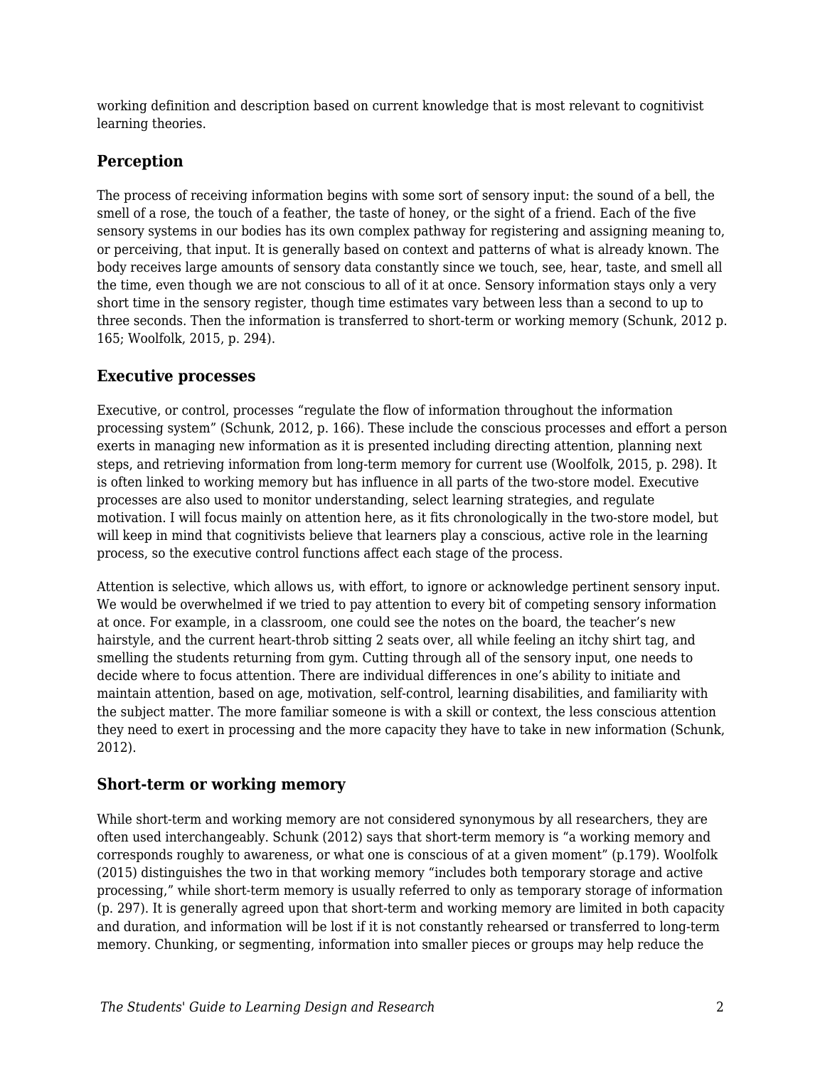working definition and description based on current knowledge that is most relevant to cognitivist learning theories.

### Perception

The process of receiving information begins with some sort of sensory input: the sound of a bell, the smell of a rose, the touch of a feather, the taste of honey, or the sight of a friend. Each of the five sensory systems in our bodies has its own complex pathway for registering and assigning meaning to, or perceiving, that input. It is generally based on context and patterns of what is already known. The body receives large amounts of sensory data constantly since we touch, see, hear, taste, and smell all the time, even though we are not conscious to all of it at once. Sensory information stays only a very short time in the sensory register, though time estimates vary between less than a second to up to three seconds. Then the information is transferred to short-term or working memory (Schunk, 2012 p. 165; Woolfolk, 2015, p. 294).

### Executive processes

Executive, or control, processes "regulate the flow of information throughout the information processing system" (Schunk, 2012, p. 166). These include the conscious processes and effort a person exerts in managing new information as it is presented including directing attention, planning next steps, and retrieving information from long-term memory for current use (Woolfolk, 2015, p. 298). It is often linked to working memory but has influence in all parts of the two-store model. Executive processes are also used to monitor understanding, select learning strategies, and regulate motivation. I will focus mainly on attention here, as it fits chronologically in the two-store model, but will keep in mind that cognitivists believe that learners play a conscious, active role in the learning process, so the executive control functions affect each stage of the process.

Attention is selective, which allows us, with effort, to ignore or acknowledge pertinent sensory input. We would be overwhelmed if we tried to pay attention to every bit of competing sensory information at once. For example, in a classroom, one could see the notes on the board, the teacher's new hairstyle, and the current heart-throb sitting 2 seats over, all while feeling an itchy shirt tag, and smelling the students returning from gym. Cutting through all of the sensory input, one needs to decide where to focus attention. There are individual differences in one's ability to initiate and maintain attention, based on age, motivation, self-control, learning disabilities, and familiarity with the subject matter. The more familiar someone is with a skill or context, the less conscious attention they need to exert in processing and the more capacity they have to take in new information (Schunk, 2012).

### Short-term or working memory

While short-term and working memory are not considered synonymous by all researchers, they are often used interchangeably. Schunk (2012) says that short-term memory is "a working memory and corresponds roughly to awareness, or what one is conscious of at a given moment" (p.179). Woolfolk (2015) distinguishes the two in that working memory "includes both temporary storage and active processing," while short-term memory is usually referred to only as temporary storage of information (p. 297). It is generally agreed upon that short-term and working memory are limited in both capacity and duration, and information will be lost if it is not constantly rehearsed or transferred to long-term memory. Chunking, or segmenting, information into smaller pieces or groups may help reduce the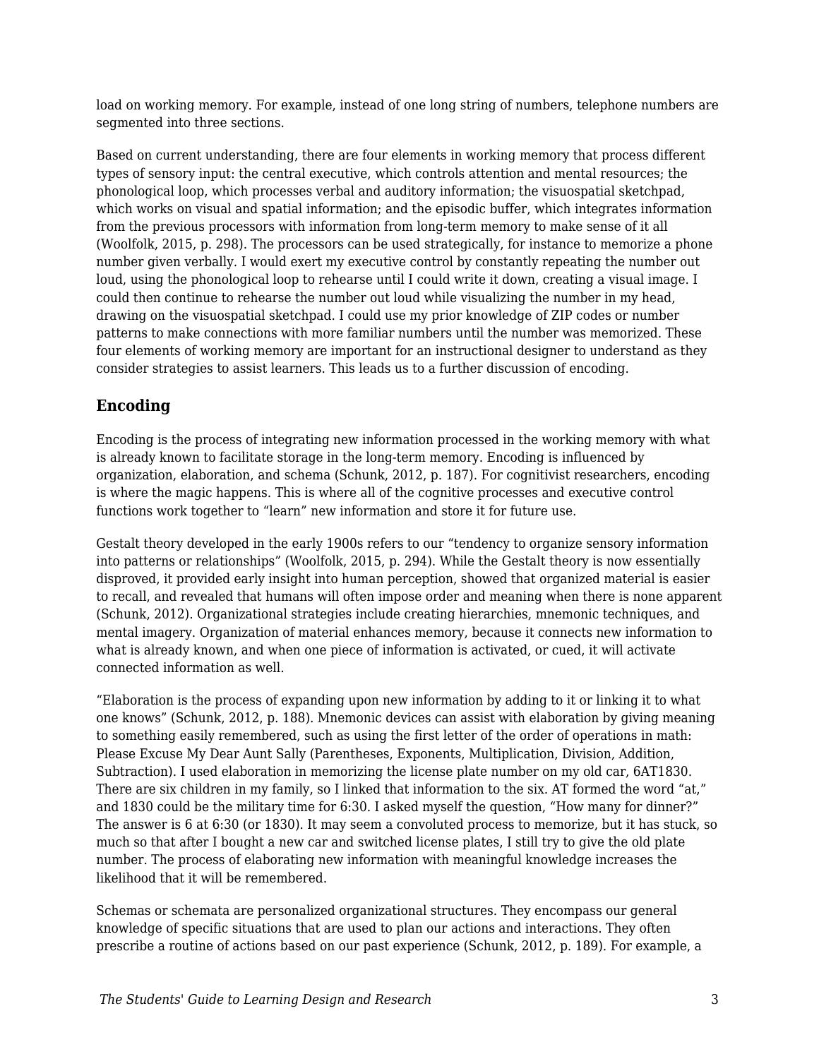load on working memory. For example, instead of one long string of numbers, telephone numbers are segmented into three sections.

Based on current understanding, there are four elements in working memory that process different types of sensory input: the central executive, which controls attention and mental resources; the phonological loop, which processes verbal and auditory information; the visuospatial sketchpad, which works on visual and spatial information; and the episodic buffer, which integrates information from the previous processors with information from long-term memory to make sense of it all (Woolfolk, 2015, p. 298). The processors can be used strategically, for instance to memorize a phone number given verbally. I would exert my executive control by constantly repeating the number out loud, using the phonological loop to rehearse until I could write it down, creating a visual image. I could then continue to rehearse the number out loud while visualizing the number in my head, drawing on the visuospatial sketchpad. I could use my prior knowledge of ZIP codes or number patterns to make connections with more familiar numbers until the number was memorized. These four elements of working memory are important for an instructional designer to understand as they consider strategies to assist learners. This leads us to a further discussion of encoding.

## Encoding

Encoding is the process of integrating new information processed in the working memory with what is already known to facilitate storage in the long-term memory. Encoding is influenced by organization, elaboration, and schema (Schunk, 2012, p. 187). For cognitivist researchers, encoding is where the magic happens. This is where all of the cognitive processes and executive control functions work together to "learn" new information and store it for future use.

Gestalt theory developed in the early 1900s refers to our "tendency to organize sensory information into patterns or relationships" (Woolfolk, 2015, p. 294). While the Gestalt theory is now essentially disproved, it provided early insight into human perception, showed that organized material is easier to recall, and revealed that humans will often impose order and meaning when there is none apparent (Schunk, 2012). Organizational strategies include creating hierarchies, mnemonic techniques, and mental imagery. Organization of material enhances memory, because it connects new information to what is already known, and when one piece of information is activated, or cued, it will activate connected information as well.

"Elaboration is the process of expanding upon new information by adding to it or linking it to what one knows" (Schunk, 2012, p. 188). Mnemonic devices can assist with elaboration by giving meaning to something easily remembered, such as using the first letter of the order of operations in math: Please Excuse My Dear Aunt Sally (Parentheses, Exponents, Multiplication, Division, Addition, Subtraction). I used elaboration in memorizing the license plate number on my old car, 6AT1830. There are six children in my family, so I linked that information to the six. AT formed the word "at," and 1830 could be the military time for 6:30. I asked myself the question, "How many for dinner?" The answer is 6 at 6:30 (or 1830). It may seem a convoluted process to memorize, but it has stuck, so much so that after I bought a new car and switched license plates, I still try to give the old plate number. The process of elaborating new information with meaningful knowledge increases the likelihood that it will be remembered.

Schemas or schemata are personalized organizational structures. They encompass our general knowledge of specific situations that are used to plan our actions and interactions. They often prescribe a routine of actions based on our past experience (Schunk, 2012, p. 189). For example, a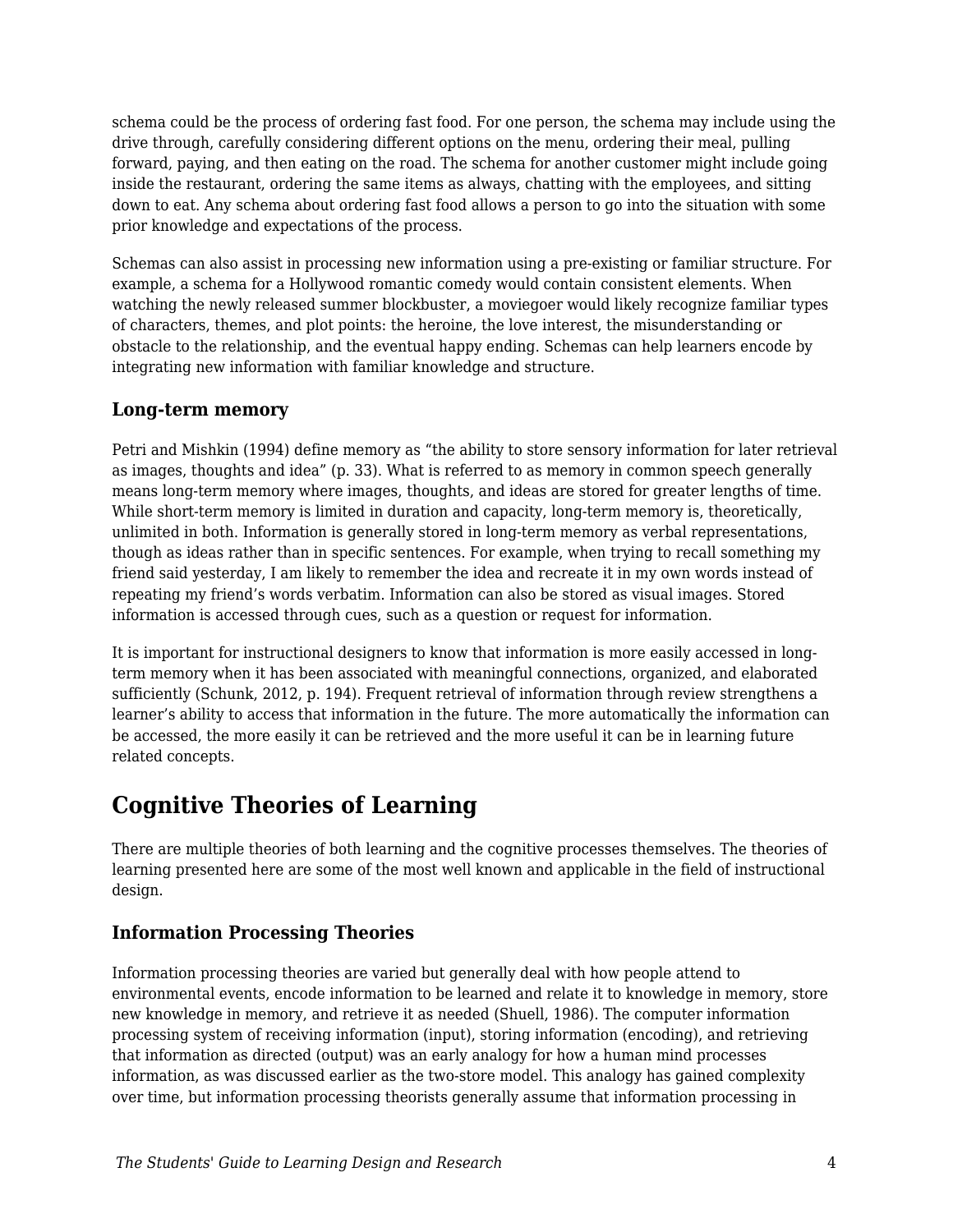schema could be the process of ordering fast food. For one person, the schema may include using the drive through, carefully considering different options on the menu, ordering their meal, pulling forward, paying, and then eating on the road. The schema for another customer might include going inside the restaurant, ordering the same items as always, chatting with the employees, and sitting down to eat. Any schema about ordering fast food allows a person to go into the situation with some prior knowledge and expectations of the process.

Schemas can also assist in processing new information using a pre-existing or familiar structure. For example, a schema for a Hollywood romantic comedy would contain consistent elements. When watching the newly released summer blockbuster, a moviegoer would likely recognize familiar types of characters, themes, and plot points: the heroine, the love interest, the misunderstanding or obstacle to the relationship, and the eventual happy ending. Schemas can help learners encode by integrating new information with familiar knowledge and structure.

### Long-term memory

Petri and Mishkin (1994) define memory as "the ability to store sensory information for later retrieval as images, thoughts and idea" (p. 33). What is referred to as memory in common speech generally means long-term memory where images, thoughts, and ideas are stored for greater lengths of time. While short-term memory is limited in duration and capacity, long-term memory is, theoretically, unlimited in both. Information is generally stored in long-term memory as verbal representations, though as ideas rather than in specific sentences. For example, when trying to recall something my friend said yesterday, I am likely to remember the idea and recreate it in my own words instead of repeating my friend's words verbatim. Information can also be stored as visual images. Stored information is accessed through cues, such as a question or request for information.

It is important for instructional designers to know that information is more easily accessed in long-term memory when it has been associated with meaningful connections, organized, and elaborated sufficiently (Schunk, 2012, p. 194). Frequent retrieval of information through review strengthens a learner's ability to access that information in the future. The more automatically the information can be accessed, the more easily it can be retrieved and the more useful it can be in learning future related concepts.

## Cognitive Theories of Learning

There are multiple theories of both learning and the cognitive processes themselves. The theories of learning presented here are some of the most well known and applicable in the field of instructional design.

### Information Processing Theories

Information processing theories are varied but generally deal with how people attend to environmental events, encode information to be learned and relate it to knowledge in memory, store new knowledge in memory, and retrieve it as needed (Shuell, 1986). The computer information processing system of receiving information (input), storing information (encoding), and retrieving that information as directed (output) was an early analogy for how a human mind processes information, as was discussed earlier as the two-store model. This analogy has gained complexity over time, but information processing theorists generally assume that information processing in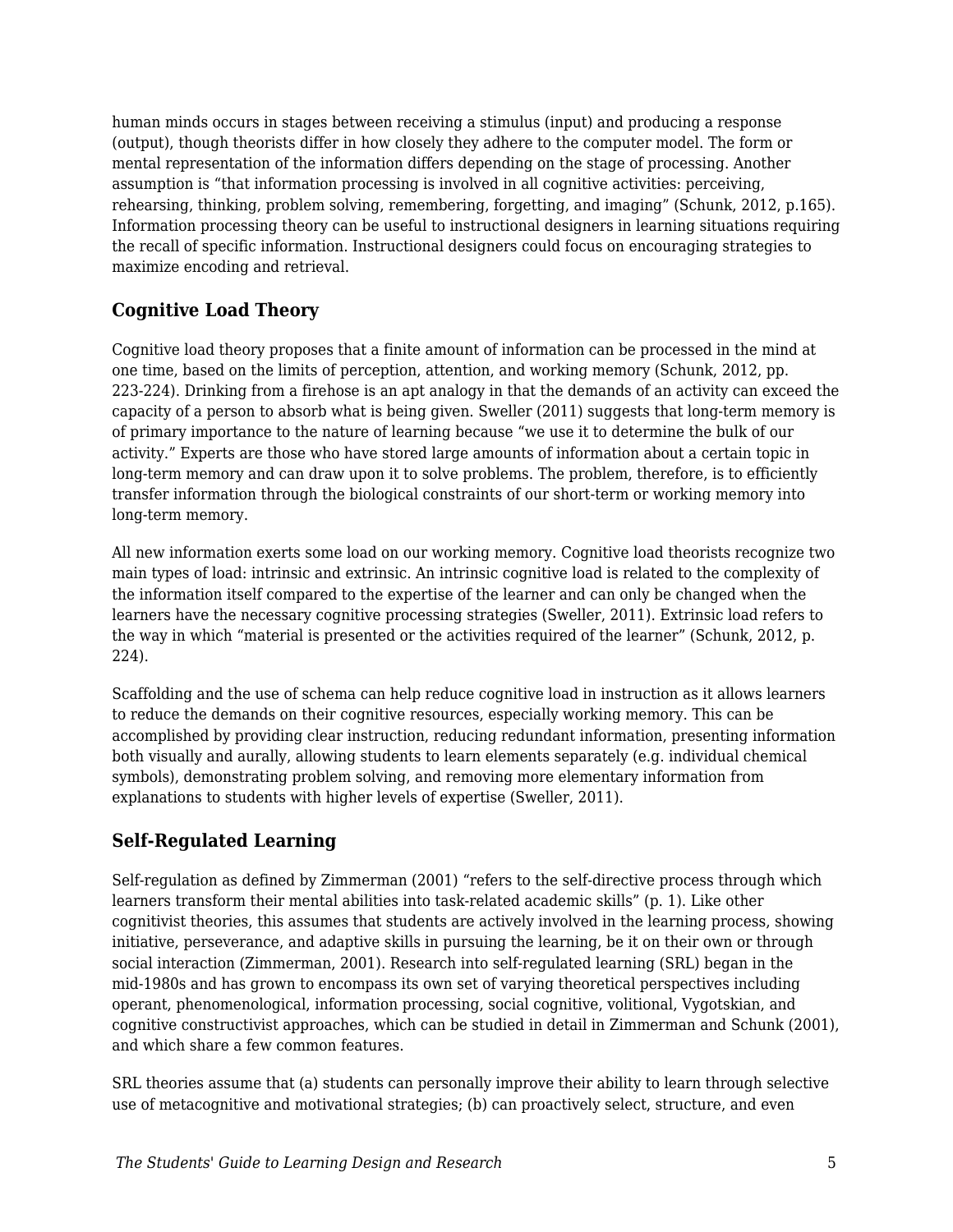human minds occurs in stages between receiving a stimulus (input) and producing a response (output), though theorists differ in how closely they adhere to the computer model. The form or mental representation of the information differs depending on the stage of processing. Another assumption is "that information processing is involved in all cognitive activities: perceiving, rehearsing, thinking, problem solving, remembering, forgetting, and imaging" (Schunk, 2012, p.165). Information processing theory can be useful to instructional designers in learning situations requiring the recall of specific information. Instructional designers could focus on encouraging strategies to maximize encoding and retrieval.

## Cognitive Load Theory

Cognitive load theory proposes that a finite amount of information can be processed in the mind at one time, based on the limits of perception, attention, and working memory (Schunk, 2012, pp. 223-224). Drinking from a firehose is an apt analogy in that the demands of an activity can exceed the capacity of a person to absorb what is being given. Sweller (2011) suggests that long-term memory is of primary importance to the nature of learning because "we use it to determine the bulk of our activity." Experts are those who have stored large amounts of information about a certain topic in long-term memory and can draw upon it to solve problems. The problem, therefore, is to efficiently transfer information through the biological constraints of our short-term or working memory into long-term memory.

All new information exerts some load on our working memory. Cognitive load theorists recognize two main types of load: intrinsic and extrinsic. An intrinsic cognitive load is related to the complexity of the information itself compared to the expertise of the learner and can only be changed when the learners have the necessary cognitive processing strategies (Sweller, 2011). Extrinsic load refers to the way in which "material is presented or the activities required of the learner" (Schunk, 2012, p. 224).

Scaffolding and the use of schema can help reduce cognitive load in instruction as it allows learners to reduce the demands on their cognitive resources, especially working memory. This can be accomplished by providing clear instruction, reducing redundant information, presenting information both visually and aurally, allowing students to learn elements separately (e.g. individual chemical symbols), demonstrating problem solving, and removing more elementary information from explanations to students with higher levels of expertise (Sweller, 2011).

## Self-Regulated Learning

Self-regulation as defined by Zimmerman (2001) "refers to the self-directive process through which learners transform their mental abilities into task-related academic skills" (p. 1). Like other cognitivist theories, this assumes that students are actively involved in the learning process, showing initiative, perseverance, and adaptive skills in pursuing the learning, be it on their own or through social interaction (Zimmerman, 2001). Research into self-regulated learning (SRL) began in the mid-1980s and has grown to encompass its own set of varying theoretical perspectives including operant, phenomenological, information processing, social cognitive, volitional, Vygotskian, and cognitive constructivist approaches, which can be studied in detail in Zimmerman and Schunk (2001), and which share a few common features.

SRL theories assume that (a) students can personally improve their ability to learn through selective use of metacognitive and motivational strategies; (b) can proactively select, structure, and even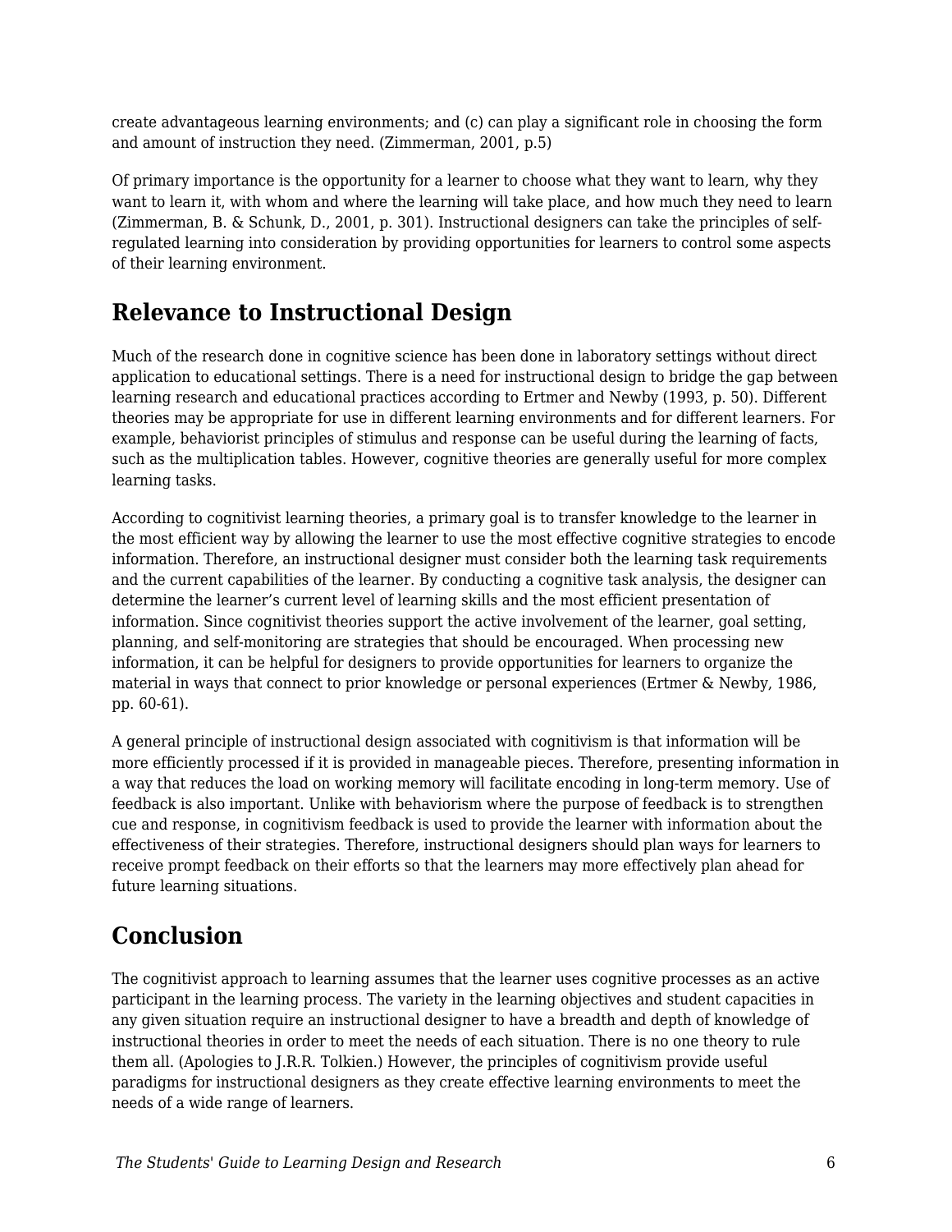create advantageous learning environments; and (c) can play a significant role in choosing the form and amount of instruction they need. (Zimmerman, 2001, p.5)

Of primary importance is the opportunity for a learner to choose what they want to learn, why they want to learn it, with whom and where the learning will take place, and how much they need to learn (Zimmerman, B. & Schunk, D., 2001, p. 301). Instructional designers can take the principles of self-regulated learning into consideration by providing opportunities for learners to control some aspects of their learning environment.

## Relevance to Instructional Design

Much of the research done in cognitive science has been done in laboratory settings without direct application to educational settings. There is a need for instructional design to bridge the gap between learning research and educational practices according to Ertmer and Newby (1993, p. 50). Different theories may be appropriate for use in different learning environments and for different learners. For example, behaviorist principles of stimulus and response can be useful during the learning of facts, such as the multiplication tables. However, cognitive theories are generally useful for more complex learning tasks.

According to cognitivist learning theories, a primary goal is to transfer knowledge to the learner in the most efficient way by allowing the learner to use the most effective cognitive strategies to encode information. Therefore, an instructional designer must consider both the learning task requirements and the current capabilities of the learner. By conducting a cognitive task analysis, the designer can determine the learner's current level of learning skills and the most efficient presentation of information. Since cognitivist theories support the active involvement of the learner, goal setting, planning, and self-monitoring are strategies that should be encouraged. When processing new information, it can be helpful for designers to provide opportunities for learners to organize the material in ways that connect to prior knowledge or personal experiences (Ertmer & Newby, 1986, pp. 60-61).

A general principle of instructional design associated with cognitivism is that information will be more efficiently processed if it is provided in manageable pieces. Therefore, presenting information in a way that reduces the load on working memory will facilitate encoding in long-term memory. Use of feedback is also important. Unlike with behaviorism where the purpose of feedback is to strengthen cue and response, in cognitivism feedback is used to provide the learner with information about the effectiveness of their strategies. Therefore, instructional designers should plan ways for learners to receive prompt feedback on their efforts so that the learners may more effectively plan ahead for future learning situations.

## Conclusion

The cognitivist approach to learning assumes that the learner uses cognitive processes as an active participant in the learning process. The variety in the learning objectives and student capacities in any given situation require an instructional designer to have a breadth and depth of knowledge of instructional theories in order to meet the needs of each situation. There is no one theory to rule them all. (Apologies to J.R.R. Tolkien.) However, the principles of cognitivism provide useful paradigms for instructional designers as they create effective learning environments to meet the needs of a wide range of learners.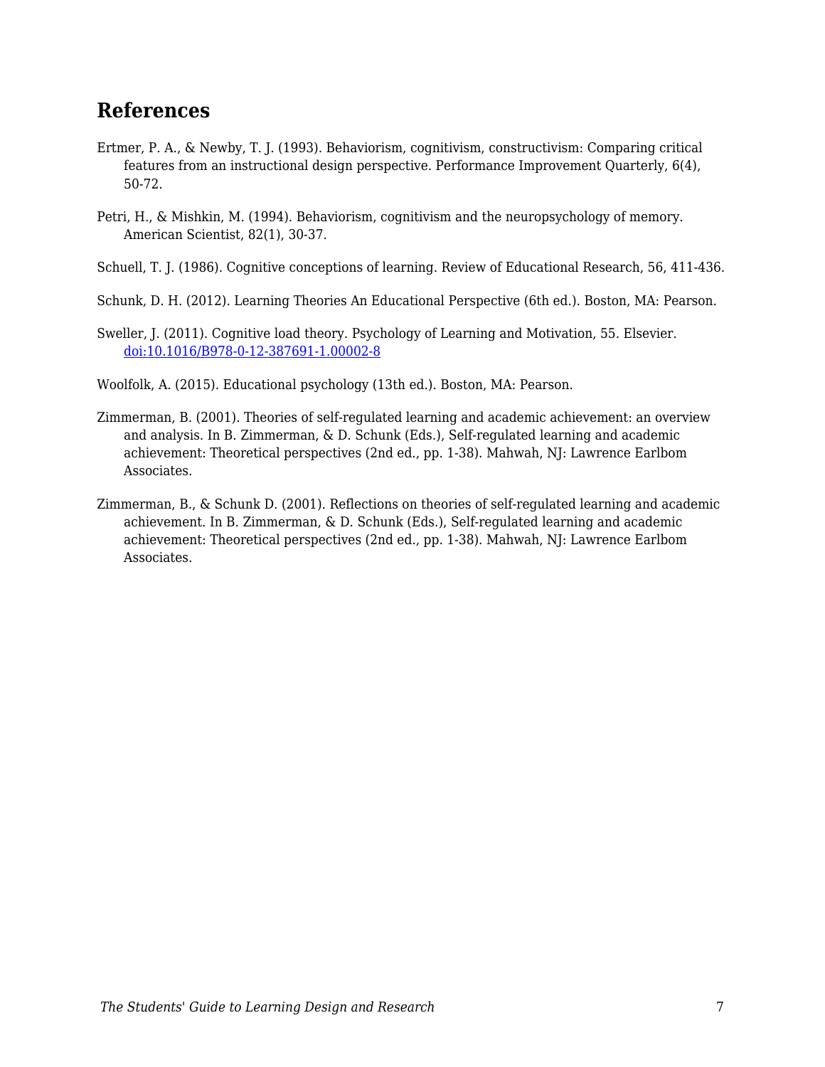## References

Ertmer, P. A., & Newby, T. J. (1993). Behaviorism, cognitivism, constructivism: Comparing critical features from an instructional design perspective. Performance Improvement Quarterly, 6(4), 50-72.

Petri, H., & Mishkin, M. (1994). Behaviorism, cognitivism and the neuropsychology of memory. American Scientist, 82(1), 30-37.

Schuell, T. J. (1986). Cognitive conceptions of learning. Review of Educational Research, 56, 411-436.

Schunk, D. H. (2012). Learning Theories An Educational Perspective (6th ed.). Boston, MA: Pearson.

Sweller, J. (2011). Cognitive load theory. Psychology of Learning and Motivation, 55. Elsevier. [doi:10.1016/B978-0-12-387691-1.00002-8](doi:10.1016/B978-0-12-387691-1.00002-8)

Woolfolk, A. (2015). Educational psychology (13th ed.). Boston, MA: Pearson.

Zimmerman, B. (2001). Theories of self-regulated learning and academic achievement: an overview and analysis. In B. Zimmerman, & D. Schunk (Eds.), Self-regulated learning and academic achievement: Theoretical perspectives (2nd ed., pp. 1-38). Mahwah, NJ: Lawrence Earlbom Associates.

Zimmerman, B., & Schunk D. (2001). Reflections on theories of self-regulated learning and academic achievement. In B. Zimmerman, & D. Schunk (Eds.), Self-regulated learning and academic achievement: Theoretical perspectives (2nd ed., pp. 1-38). Mahwah, NJ: Lawrence Earlbom Associates.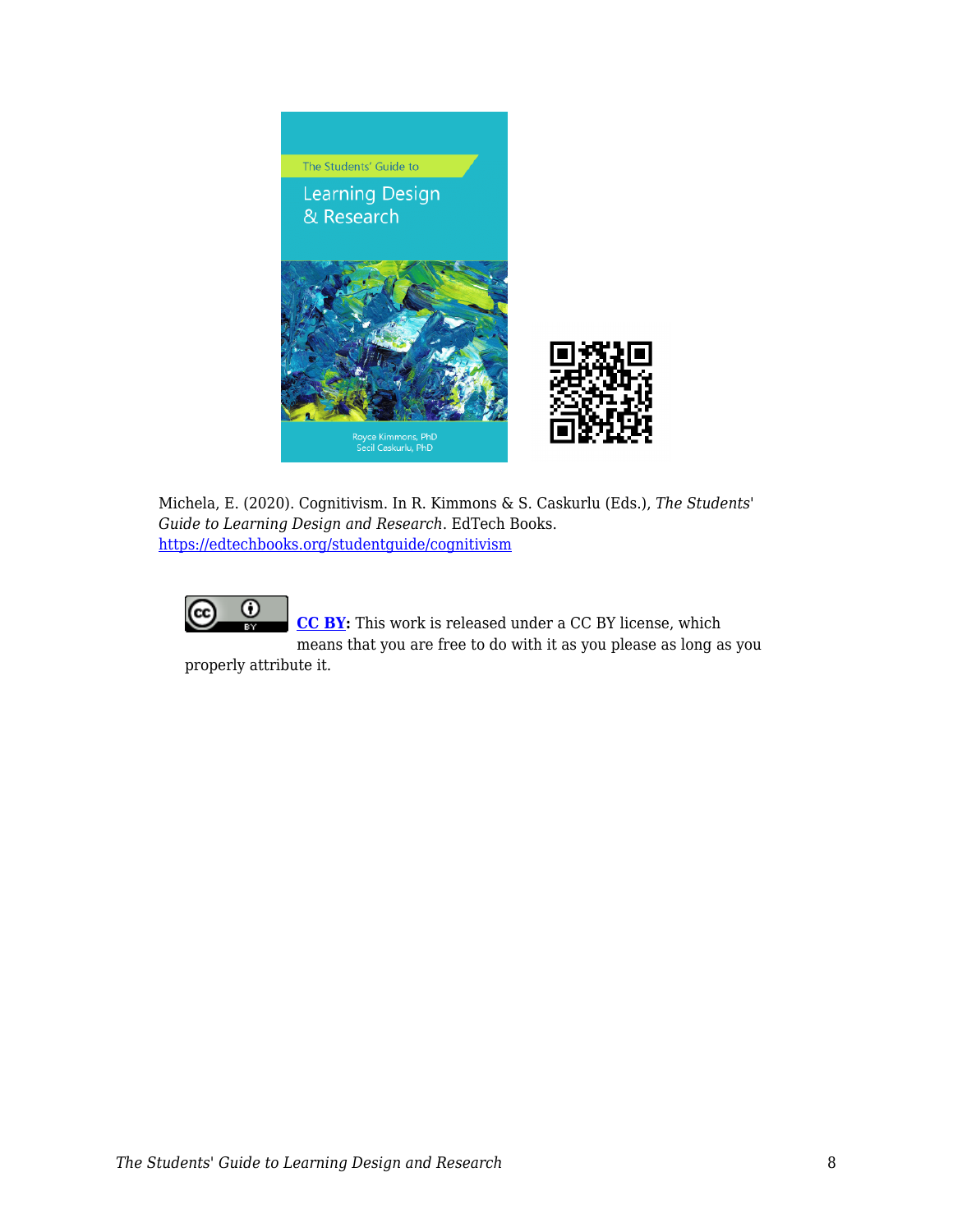Michela, E. (2020). Cognitivism. In R. Kimmons & S. Caskurlu (Eds.), *The Students' Guide to Learning Design and Research*. EdTech Books. [https://edtechbooks.org/studentguide/cognitivism](https://edtechbooks.org/studentguide/cognitivism)

**[CC BY](https://creativecommons.org/licenses/by/4.0/):** This work is released under a CC BY license, which means that you are free to do with it as you please as long as you properly attribute it.